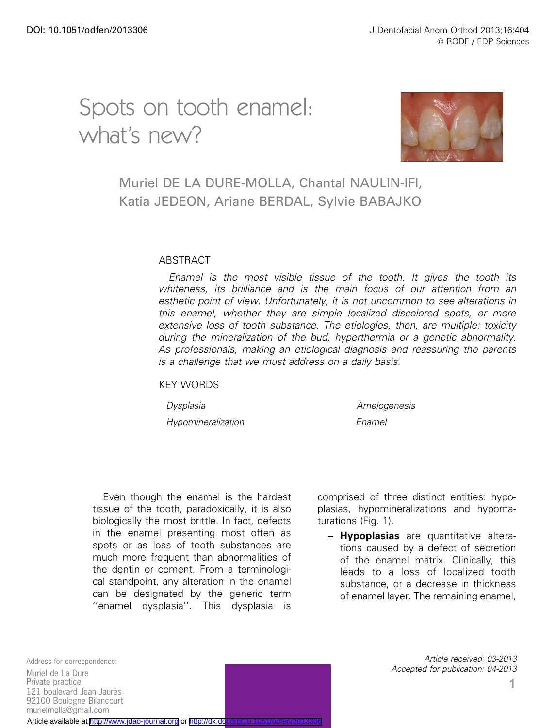# Spots on tooth enamel: what's new?

Muriel DE LA DURE-MOLLA, Chantal NAULIN-IFI, Katia JEDEON, Ariane BERDAL, Sylvie BABAJKO

## ABSTRACT

*Enamel is the most visible tissue of the tooth. It gives the tooth its whiteness, its brilliance and is the main focus of our attention from an esthetic point of view. Unfortunately, it is not uncommon to see alterations in this enamel, whether they are simple localized discolored spots, or more extensive loss of tooth substance. The etiologies, then, are multiple: toxicity during the mineralization of the bud, hyperthermia or a genetic abnormality. As professionals, making an etiological diagnosis and reassuring the parents is a challenge that we must address on a daily basis.*

## KEY WORDS

*Dysplasia*
*Amelogenesis*
*Hypomineralization*
*Enamel*

Even though the enamel is the hardest tissue of the tooth, paradoxically, it is also biologically the most brittle. In fact, defects in the enamel presenting most often as spots or as loss of tooth substances are much more frequent than abnormalities of the dentin or cement. From a terminological standpoint, any alteration in the enamel can be designated by the generic term ''enamel dysplasia''. This dysplasia is comprised of three distinct entities: hypoplasias, hypomineralizations and hypomaturations (Fig. 1).

- **Hypoplasias** are quantitative alterations caused by a defect of secretion of the enamel matrix. Clinically, this leads to a loss of localized tooth substance, or a decrease in thickness of enamel layer. The remaining enamel,

Address for correspondence:
Muriel de La Dure
Private practice
121 boulevard Jean Jaurès
92100 Boulogne Bilancourt
murielmolla@gmail.com

*Article received: 03-2013*
*Accepted for publication: 04-2013*

Article available at http://www.jdao-journal.org or http://dx.doi.org/10.1051/odfen/2013306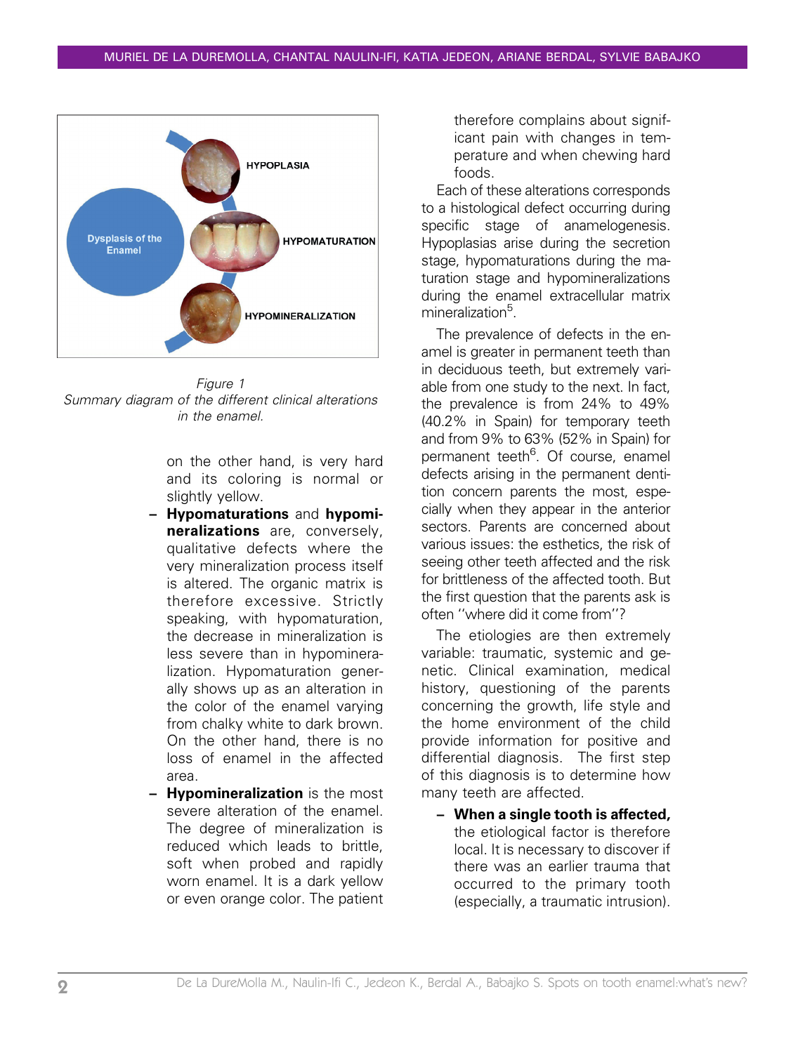Figure 1
Summary diagram of the different clinical alterations in the enamel.

on the other hand, is very hard and its coloring is normal or slightly yellow.

- **Hypomaturations** and **hypomineralizations** are, conversely, qualitative defects where the very mineralization process itself is altered. The organic matrix is therefore excessive. Strictly speaking, with hypomaturation, the decrease in mineralization is less severe than in hypomineralization. Hypomaturation generally shows up as an alteration in the color of the enamel varying from chalky white to dark brown. On the other hand, there is no loss of enamel in the affected area.
- **Hypomineralization** is the most severe alteration of the enamel. The degree of mineralization is reduced which leads to brittle, soft when probed and rapidly worn enamel. It is a dark yellow or even orange color. The patient therefore complains about significant pain with changes in temperature and when chewing hard foods.

Each of these alterations corresponds to a histological defect occurring during specific stage of anamelogenesis. Hypoplasias arise during the secretion stage, hypomaturations during the maturation stage and hypomineralizations during the enamel extracellular matrix mineralization[5].

The prevalence of defects in the enamel is greater in permanent teeth than in deciduous teeth, but extremely variable from one study to the next. In fact, the prevalence is from 24% to 49% (40.2% in Spain) for temporary teeth and from 9% to 63% (52% in Spain) for permanent teeth[6]. Of course, enamel defects arising in the permanent dentition concern parents the most, especially when they appear in the anterior sectors. Parents are concerned about various issues: the esthetics, the risk of seeing other teeth affected and the risk for brittleness of the affected tooth. But the first question that the parents ask is often "where did it come from"?

The etiologies are then extremely variable: traumatic, systemic and genetic. Clinical examination, medical history, questioning of the parents concerning the growth, life style and the home environment of the child provide information for positive and differential diagnosis. The first step of this diagnosis is to determine how many teeth are affected.

- **When a single tooth is affected,** the etiological factor is therefore local. It is necessary to discover if there was an earlier trauma that occurred to the primary tooth (especially, a traumatic intrusion).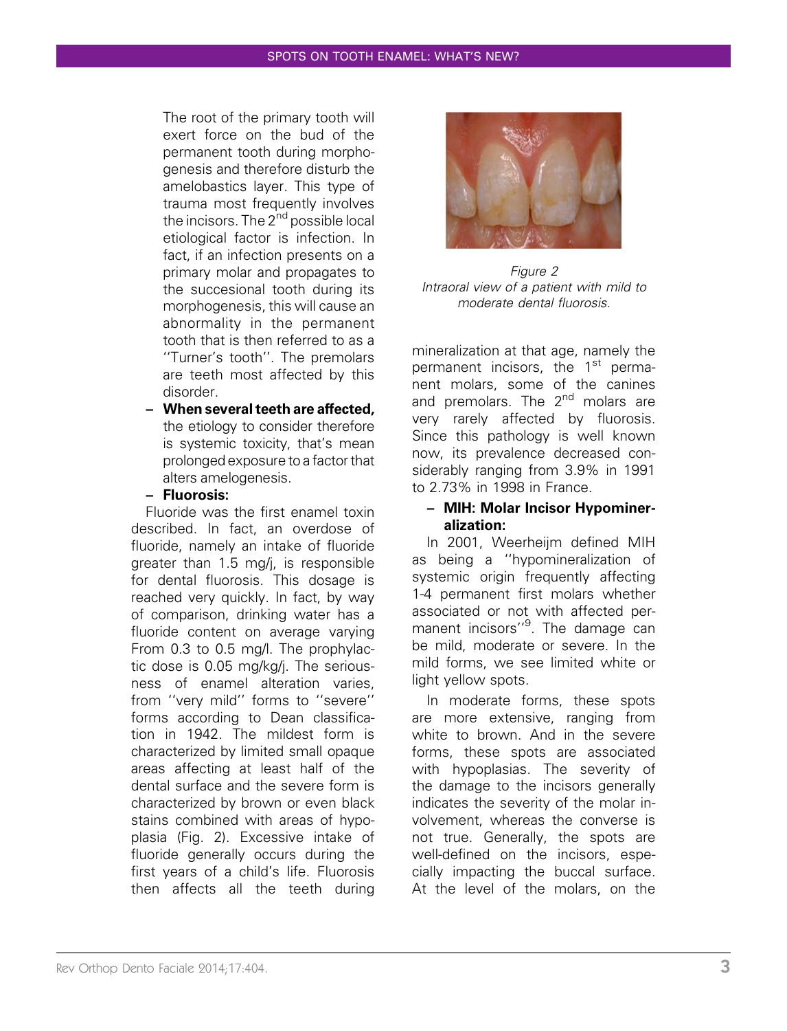The root of the primary tooth will exert force on the bud of the permanent tooth during morphogenesis and therefore disturb the amelobastics layer. This type of trauma most frequently involves the incisors. The 2nd possible local etiological factor is infection. In fact, if an infection presents on a primary molar and propagates to the succesional tooth during its morphogenesis, this will cause an abnormality in the permanent tooth that is then referred to as a ''Turner's tooth''. The premolars are teeth most affected by this disorder.

- **When several teeth are affected,** the etiology to consider therefore is systemic toxicity, that's mean prolonged exposure to a factor that alters amelogenesis.
- **Fluorosis:**

Fluoride was the first enamel toxin described. In fact, an overdose of fluoride, namely an intake of fluoride greater than 1.5 mg/j, is responsible for dental fluorosis. This dosage is reached very quickly. In fact, by way of comparison, drinking water has a fluoride content on average varying From 0.3 to 0.5 mg/l. The prophylactic dose is 0.05 mg/kg/j. The seriousness of enamel alteration varies, from ''very mild'' forms to ''severe'' forms according to Dean classification in 1942. The mildest form is characterized by limited small opaque areas affecting at least half of the dental surface and the severe form is characterized by brown or even black stains combined with areas of hypoplasia (Fig. 2). Excessive intake of fluoride generally occurs during the first years of a child's life. Fluorosis then affects all the teeth during mineralization at that age, namely the permanent incisors, the 1st permanent molars, some of the canines and premolars. The 2nd molars are very rarely affected by fluorosis. Since this pathology is well known now, its prevalence decreased considerably ranging from 3.9% in 1991 to 2.73% in 1998 in France.

*Figure 2*
*Intraoral view of a patient with mild to moderate dental fluorosis.*

- **MIH: Molar Incisor Hypomineralization:**

In 2001, Weerheijm defined MIH as being a ''hypomineralization of systemic origin frequently affecting 1-4 permanent first molars whether associated or not with affected permanent incisors''[9]. The damage can be mild, moderate or severe. In the mild forms, we see limited white or light yellow spots.

In moderate forms, these spots are more extensive, ranging from white to brown. And in the severe forms, these spots are associated with hypoplasias. The severity of the damage to the incisors generally indicates the severity of the molar involvement, whereas the converse is not true. Generally, the spots are well-defined on the incisors, especially impacting the buccal surface. At the level of the molars, on the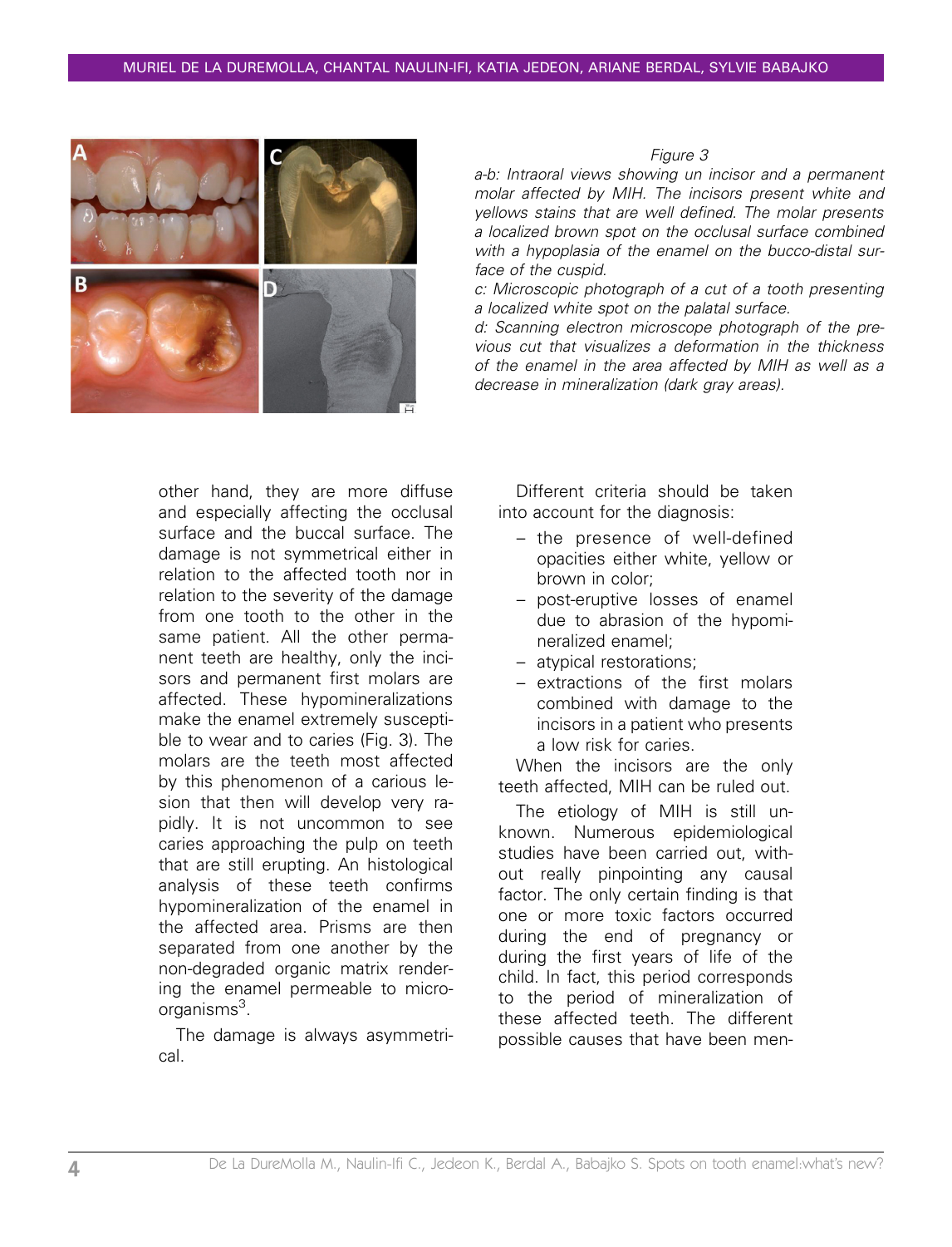*Figure 3*

*a-b: Intraoral views showing un incisor and a permanent molar affected by MIH. The incisors present white and yellows stains that are well defined. The molar presents a localized brown spot on the occlusal surface combined with a hypoplasia of the enamel on the bucco-distal surface of the cuspid.*

*c: Microscopic photograph of a cut of a tooth presenting a localized white spot on the palatal surface.*

*d: Scanning electron microscope photograph of the previous cut that visualizes a deformation in the thickness of the enamel in the area affected by MIH as well as a decrease in mineralization (dark gray areas).*

other hand, they are more diffuse and especially affecting the occlusal surface and the buccal surface. The damage is not symmetrical either in relation to the affected tooth nor in relation to the severity of the damage from one tooth to the other in the same patient. All the other permanent teeth are healthy, only the incisors and permanent first molars are affected. These hypomineralizations make the enamel extremely susceptible to wear and to caries (Fig. 3). The molars are the teeth most affected by this phenomenon of a carious lesion that then will develop very rapidly. It is not uncommon to see caries approaching the pulp on teeth that are still erupting. An histological analysis of these teeth confirms hypomineralization of the enamel in the affected area. Prisms are then separated from one another by the non-degraded organic matrix rendering the enamel permeable to microorganisms[3].

The damage is always asymmetrical.

Different criteria should be taken into account for the diagnosis:

- the presence of well-defined opacities either white, yellow or brown in color;
- post-eruptive losses of enamel due to abrasion of the hypomineralized enamel;
- atypical restorations;
- extractions of the first molars combined with damage to the incisors in a patient who presents a low risk for caries.

When the incisors are the only teeth affected, MIH can be ruled out.

The etiology of MIH is still unknown. Numerous epidemiological studies have been carried out, without really pinpointing any causal factor. The only certain finding is that one or more toxic factors occurred during the end of pregnancy or during the first years of life of the child. In fact, this period corresponds to the period of mineralization of these affected teeth. The different possible causes that have been men-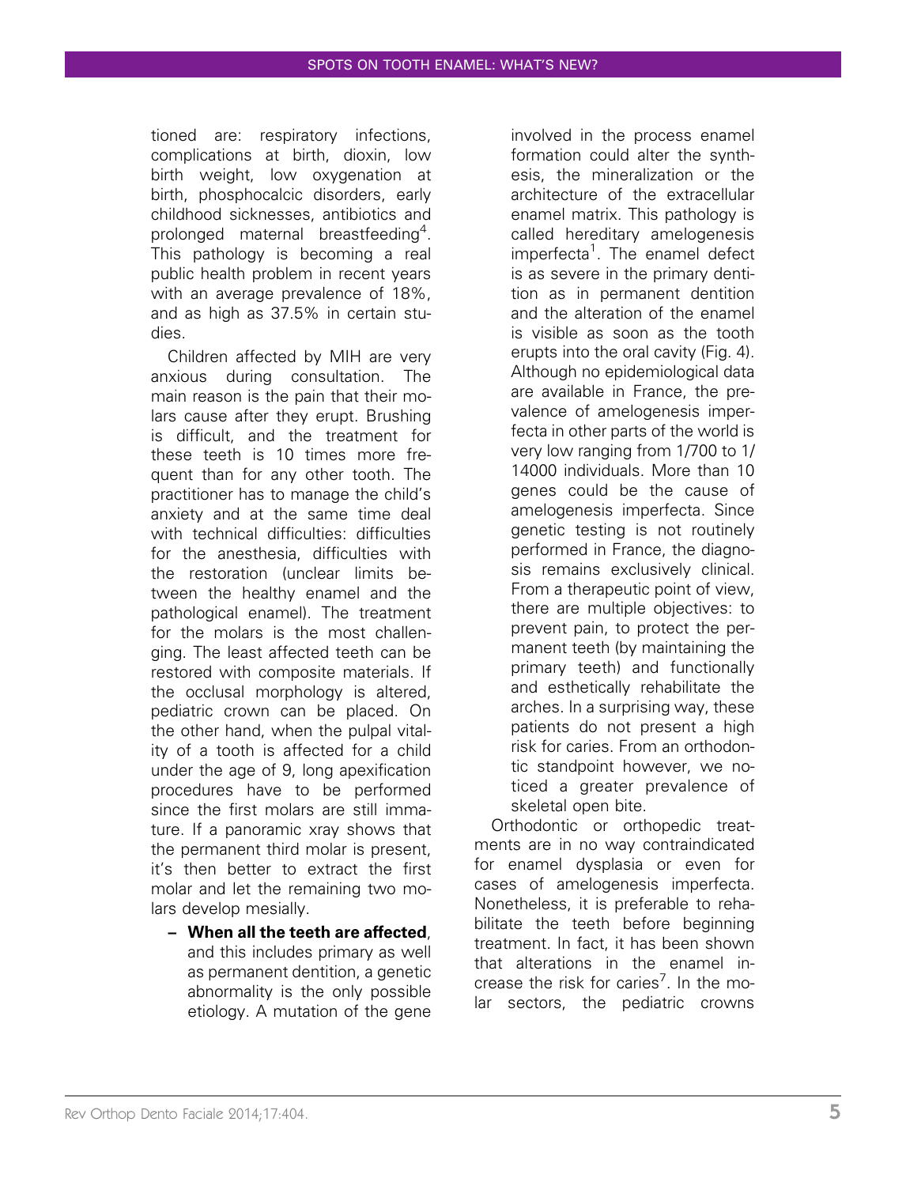tioned are: respiratory infections, complications at birth, dioxin, low birth weight, low oxygenation at birth, phosphocalcic disorders, early childhood sicknesses, antibiotics and prolonged maternal breastfeeding[4]. This pathology is becoming a real public health problem in recent years with an average prevalence of 18%, and as high as 37.5% in certain studies.

Children affected by MIH are very anxious during consultation. The main reason is the pain that their molars cause after they erupt. Brushing is difficult, and the treatment for these teeth is 10 times more frequent than for any other tooth. The practitioner has to manage the child's anxiety and at the same time deal with technical difficulties: difficulties for the anesthesia, difficulties with the restoration (unclear limits between the healthy enamel and the pathological enamel). The treatment for the molars is the most challenging. The least affected teeth can be restored with composite materials. If the occlusal morphology is altered, pediatric crown can be placed. On the other hand, when the pulpal vitality of a tooth is affected for a child under the age of 9, long apexification procedures have to be performed since the first molars are still immature. If a panoramic xray shows that the permanent third molar is present, it's then better to extract the first molar and let the remaining two molars develop mesially.

- **When all the teeth are affected**, and this includes primary as well as permanent dentition, a genetic abnormality is the only possible etiology. A mutation of the gene involved in the process enamel formation could alter the synthesis, the mineralization or the architecture of the extracellular enamel matrix. This pathology is called hereditary amelogenesis imperfecta[1]. The enamel defect is as severe in the primary dentition as in permanent dentition and the alteration of the enamel is visible as soon as the tooth erupts into the oral cavity (Fig. 4). Although no epidemiological data are available in France, the prevalence of amelogenesis imperfecta in other parts of the world is very low ranging from 1/700 to 1/14000 individuals. More than 10 genes could be the cause of amelogenesis imperfecta. Since genetic testing is not routinely performed in France, the diagnosis remains exclusively clinical. From a therapeutic point of view, there are multiple objectives: to prevent pain, to protect the permanent teeth (by maintaining the primary teeth) and functionally and esthetically rehabilitate the arches. In a surprising way, these patients do not present a high risk for caries. From an orthodontic standpoint however, we noticed a greater prevalence of skeletal open bite.

Orthodontic or orthopedic treatments are in no way contraindicated for enamel dysplasia or even for cases of amelogenesis imperfecta. Nonetheless, it is preferable to rehabilitate the teeth before beginning treatment. In fact, it has been shown that alterations in the enamel increase the risk for caries[7]. In the molar sectors, the pediatric crowns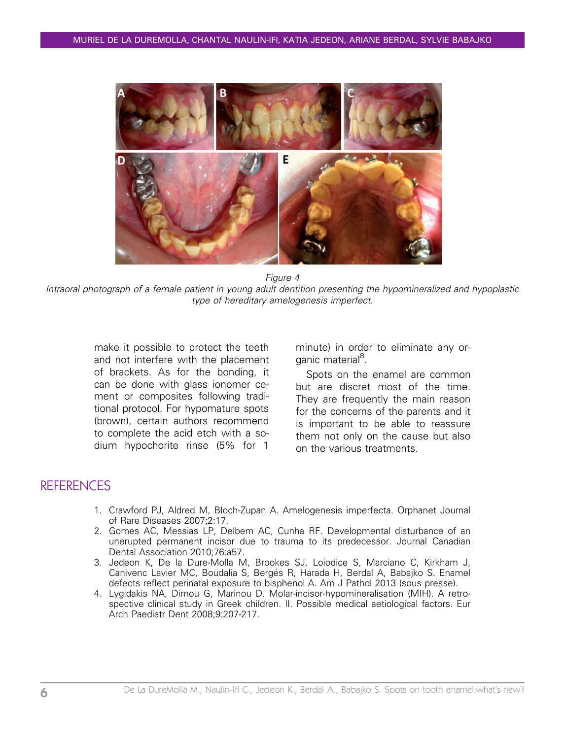*Figure 4*

*Intraoral photograph of a female patient in young adult dentition presenting the hypomineralized and hypoplastic type of hereditary amelogenesis imperfect.*

make it possible to protect the teeth and not interfere with the placement of brackets. As for the bonding, it can be done with glass ionomer cement or composites following traditional protocol. For hypomature spots (brown), certain authors recommend to complete the acid etch with a sodium hypochorite rinse (5% for 1 minute) in order to eliminate any organic material[8].

Spots on the enamel are common but are discret most of the time. They are frequently the main reason for the concerns of the parents and it is important to be able to reassure them not only on the cause but also on the various treatments.

## REFERENCES

1. Crawford PJ, Aldred M, Bloch-Zupan A. Amelogenesis imperfecta. Orphanet Journal of Rare Diseases 2007;2:17.
2. Gomes AC, Messias LP, Delbem AC, Cunha RF. Developmental disturbance of an unerupted permanent incisor due to trauma to its predecessor. Journal Canadian Dental Association 2010;76:a57.
3. Jedeon K, De la Dure-Molla M, Brookes SJ, Loiodice S, Marciano C, Kirkham J, Canivenc Lavier MC, Boudalia S, Bergés R, Harada H, Berdal A, Babajko S. Enamel defects reflect perinatal exposure to bisphenol A. Am J Pathol 2013 (sous presse).
4. Lygidakis NA, Dimou G, Marinou D. Molar-incisor-hypomineralisation (MIH). A retrospective clinical study in Greek children. II. Possible medical aetiological factors. Eur Arch Paediatr Dent 2008;9:207-217.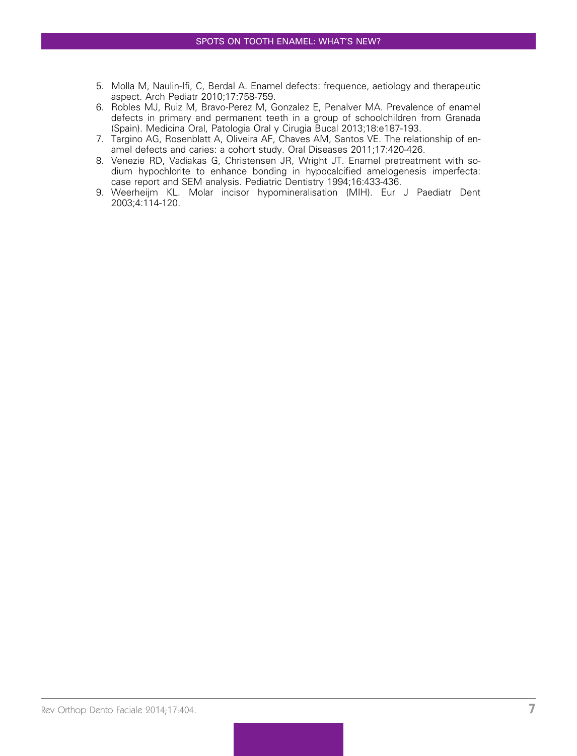5. Molla M, Naulin-Ifi, C, Berdal A. Enamel defects: frequence, aetiology and therapeutic aspect. Arch Pediatr 2010;17:758-759.
6. Robles MJ, Ruiz M, Bravo-Perez M, Gonzalez E, Penalver MA. Prevalence of enamel defects in primary and permanent teeth in a group of schoolchildren from Granada (Spain). Medicina Oral, Patologia Oral y Cirugia Bucal 2013;18:e187-193.
7. Targino AG, Rosenblatt A, Oliveira AF, Chaves AM, Santos VE. The relationship of enamel defects and caries: a cohort study. Oral Diseases 2011;17:420-426.
8. Venezie RD, Vadiakas G, Christensen JR, Wright JT. Enamel pretreatment with sodium hypochlorite to enhance bonding in hypocalcified amelogenesis imperfecta: case report and SEM analysis. Pediatric Dentistry 1994;16:433-436.
9. Weerheijm KL. Molar incisor hypomineralisation (MIH). Eur J Paediatr Dent 2003;4:114-120.